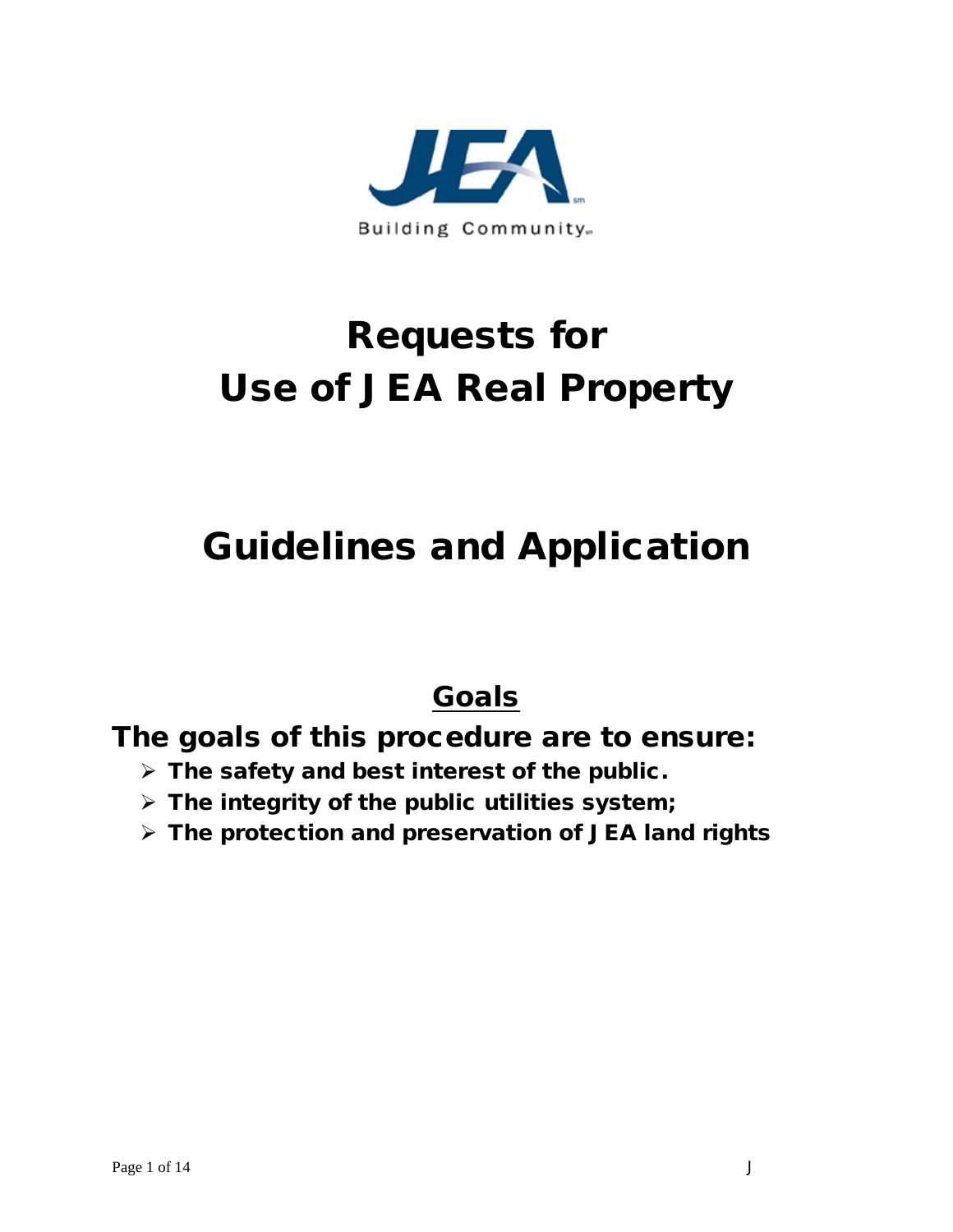# Requests for Use of JEA Real Property

# Guidelines and Application

## Goals

**The goals of this procedure are to ensure:**

- **The safety and best interest of the public.**
- **The integrity of the public utilities system;**
- **The protection and preservation of JEA land rights**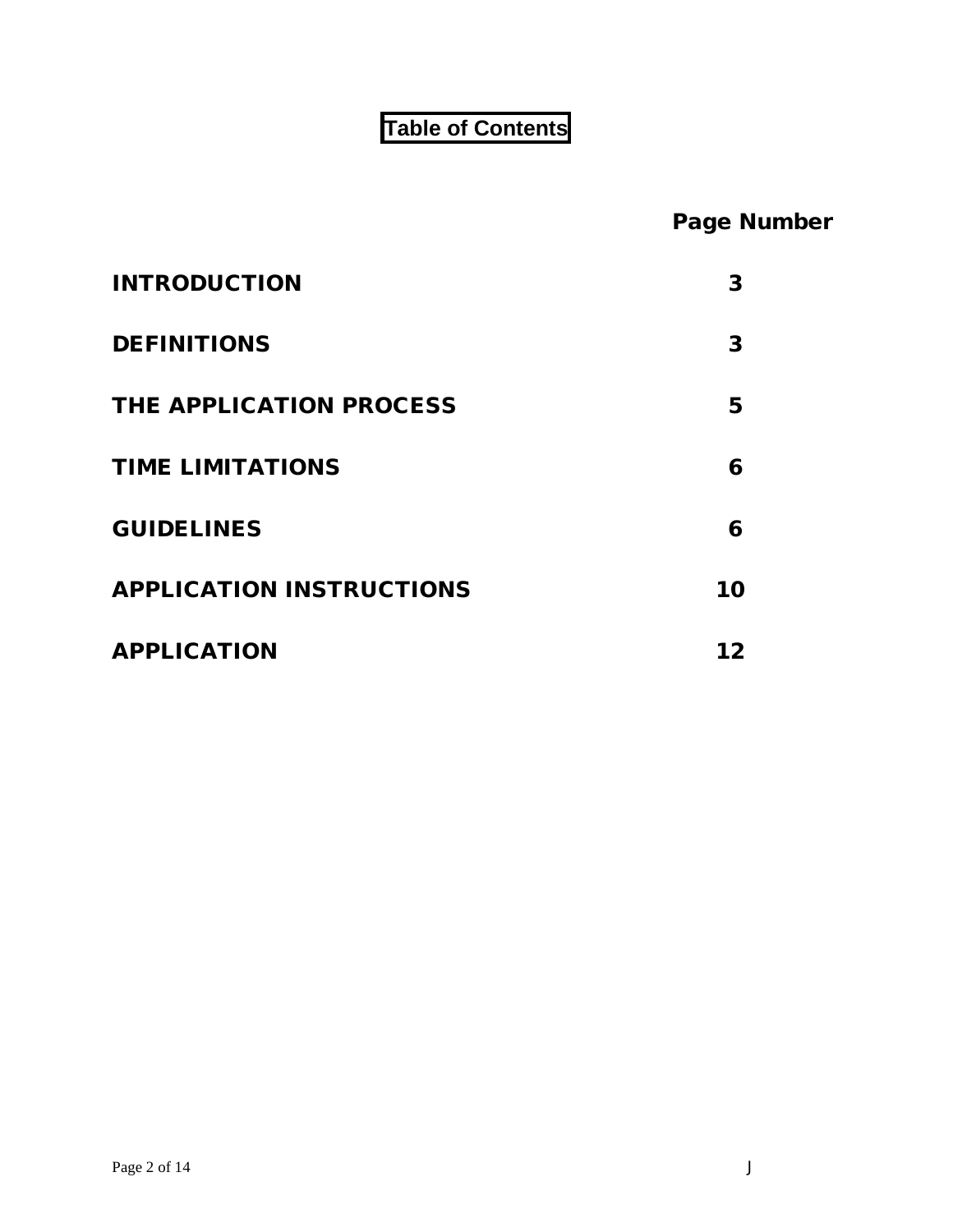# Table of Contents

| | Page Number |
|---|---|
| **INTRODUCTION** | **3** |
| **DEFINITIONS** | **3** |
| **THE APPLICATION PROCESS** | **5** |
| **TIME LIMITATIONS** | **6** |
| **GUIDELINES** | **6** |
| **APPLICATION INSTRUCTIONS** | **10** |
| **APPLICATION** | **12** |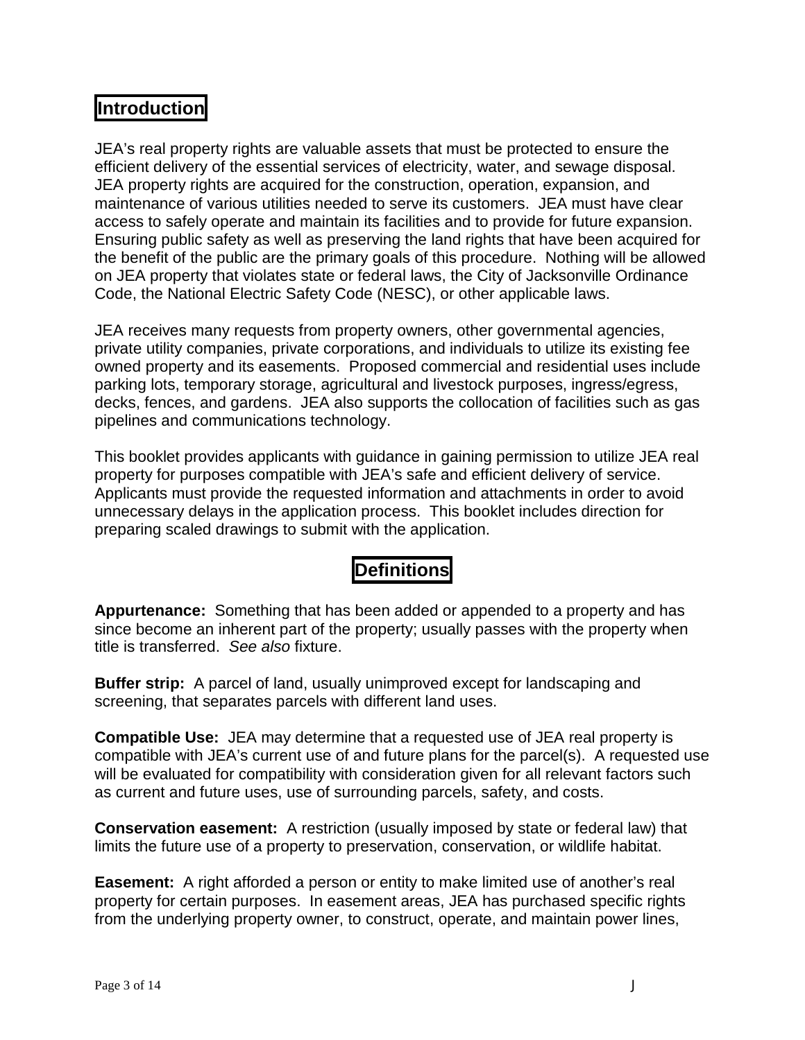## Introduction

JEA's real property rights are valuable assets that must be protected to ensure the efficient delivery of the essential services of electricity, water, and sewage disposal. JEA property rights are acquired for the construction, operation, expansion, and maintenance of various utilities needed to serve its customers. JEA must have clear access to safely operate and maintain its facilities and to provide for future expansion. Ensuring public safety as well as preserving the land rights that have been acquired for the benefit of the public are the primary goals of this procedure. Nothing will be allowed on JEA property that violates state or federal laws, the City of Jacksonville Ordinance Code, the National Electric Safety Code (NESC), or other applicable laws.

JEA receives many requests from property owners, other governmental agencies, private utility companies, private corporations, and individuals to utilize its existing fee owned property and its easements. Proposed commercial and residential uses include parking lots, temporary storage, agricultural and livestock purposes, ingress/egress, decks, fences, and gardens. JEA also supports the collocation of facilities such as gas pipelines and communications technology.

This booklet provides applicants with guidance in gaining permission to utilize JEA real property for purposes compatible with JEA's safe and efficient delivery of service. Applicants must provide the requested information and attachments in order to avoid unnecessary delays in the application process. This booklet includes direction for preparing scaled drawings to submit with the application.

## Definitions

**Appurtenance:** Something that has been added or appended to a property and has since become an inherent part of the property; usually passes with the property when title is transferred. *See also* fixture.

**Buffer strip:** A parcel of land, usually unimproved except for landscaping and screening, that separates parcels with different land uses.

**Compatible Use:** JEA may determine that a requested use of JEA real property is compatible with JEA's current use of and future plans for the parcel(s). A requested use will be evaluated for compatibility with consideration given for all relevant factors such as current and future uses, use of surrounding parcels, safety, and costs.

**Conservation easement:** A restriction (usually imposed by state or federal law) that limits the future use of a property to preservation, conservation, or wildlife habitat.

**Easement:** A right afforded a person or entity to make limited use of another's real property for certain purposes. In easement areas, JEA has purchased specific rights from the underlying property owner, to construct, operate, and maintain power lines,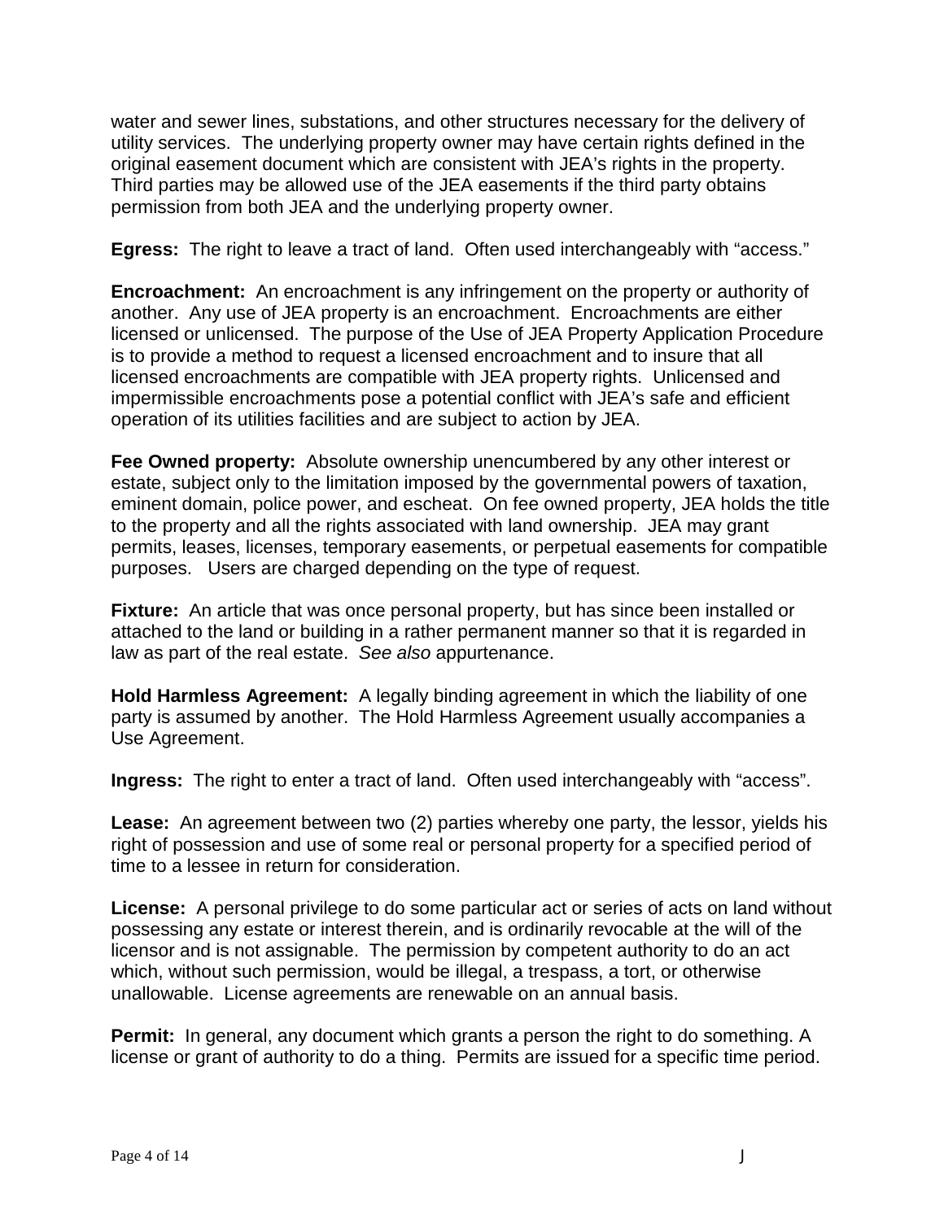water and sewer lines, substations, and other structures necessary for the delivery of utility services. The underlying property owner may have certain rights defined in the original easement document which are consistent with JEA's rights in the property. Third parties may be allowed use of the JEA easements if the third party obtains permission from both JEA and the underlying property owner.

**Egress:** The right to leave a tract of land. Often used interchangeably with "access."

**Encroachment:** An encroachment is any infringement on the property or authority of another. Any use of JEA property is an encroachment. Encroachments are either licensed or unlicensed. The purpose of the Use of JEA Property Application Procedure is to provide a method to request a licensed encroachment and to insure that all licensed encroachments are compatible with JEA property rights. Unlicensed and impermissible encroachments pose a potential conflict with JEA's safe and efficient operation of its utilities facilities and are subject to action by JEA.

**Fee Owned property:** Absolute ownership unencumbered by any other interest or estate, subject only to the limitation imposed by the governmental powers of taxation, eminent domain, police power, and escheat. On fee owned property, JEA holds the title to the property and all the rights associated with land ownership. JEA may grant permits, leases, licenses, temporary easements, or perpetual easements for compatible purposes. Users are charged depending on the type of request.

**Fixture:** An article that was once personal property, but has since been installed or attached to the land or building in a rather permanent manner so that it is regarded in law as part of the real estate. *See also* appurtenance.

**Hold Harmless Agreement:** A legally binding agreement in which the liability of one party is assumed by another. The Hold Harmless Agreement usually accompanies a Use Agreement.

**Ingress:** The right to enter a tract of land. Often used interchangeably with "access".

**Lease:** An agreement between two (2) parties whereby one party, the lessor, yields his right of possession and use of some real or personal property for a specified period of time to a lessee in return for consideration.

**License:** A personal privilege to do some particular act or series of acts on land without possessing any estate or interest therein, and is ordinarily revocable at the will of the licensor and is not assignable. The permission by competent authority to do an act which, without such permission, would be illegal, a trespass, a tort, or otherwise unallowable. License agreements are renewable on an annual basis.

**Permit:** In general, any document which grants a person the right to do something. A license or grant of authority to do a thing. Permits are issued for a specific time period.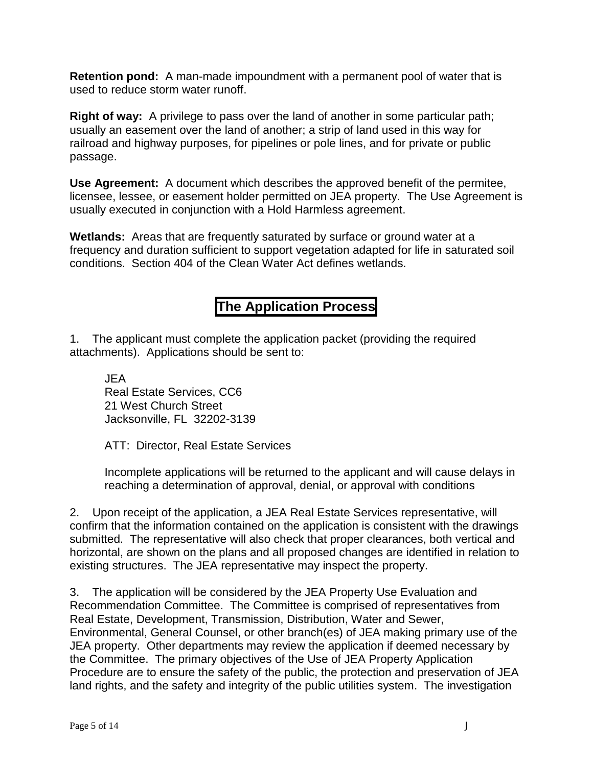**Retention pond:** A man-made impoundment with a permanent pool of water that is used to reduce storm water runoff.

**Right of way:** A privilege to pass over the land of another in some particular path; usually an easement over the land of another; a strip of land used in this way for railroad and highway purposes, for pipelines or pole lines, and for private or public passage.

**Use Agreement:** A document which describes the approved benefit of the permitee, licensee, lessee, or easement holder permitted on JEA property. The Use Agreement is usually executed in conjunction with a Hold Harmless agreement.

**Wetlands:** Areas that are frequently saturated by surface or ground water at a frequency and duration sufficient to support vegetation adapted for life in saturated soil conditions. Section 404 of the Clean Water Act defines wetlands.

## The Application Process

1. The applicant must complete the application packet (providing the required attachments). Applications should be sent to:

   JEA
   Real Estate Services, CC6
   21 West Church Street
   Jacksonville, FL 32202-3139

   ATT: Director, Real Estate Services

   Incomplete applications will be returned to the applicant and will cause delays in reaching a determination of approval, denial, or approval with conditions

2. Upon receipt of the application, a JEA Real Estate Services representative, will confirm that the information contained on the application is consistent with the drawings submitted. The representative will also check that proper clearances, both vertical and horizontal, are shown on the plans and all proposed changes are identified in relation to existing structures. The JEA representative may inspect the property.

3. The application will be considered by the JEA Property Use Evaluation and Recommendation Committee. The Committee is comprised of representatives from Real Estate, Development, Transmission, Distribution, Water and Sewer, Environmental, General Counsel, or other branch(es) of JEA making primary use of the JEA property. Other departments may review the application if deemed necessary by the Committee. The primary objectives of the Use of JEA Property Application Procedure are to ensure the safety of the public, the protection and preservation of JEA land rights, and the safety and integrity of the public utilities system. The investigation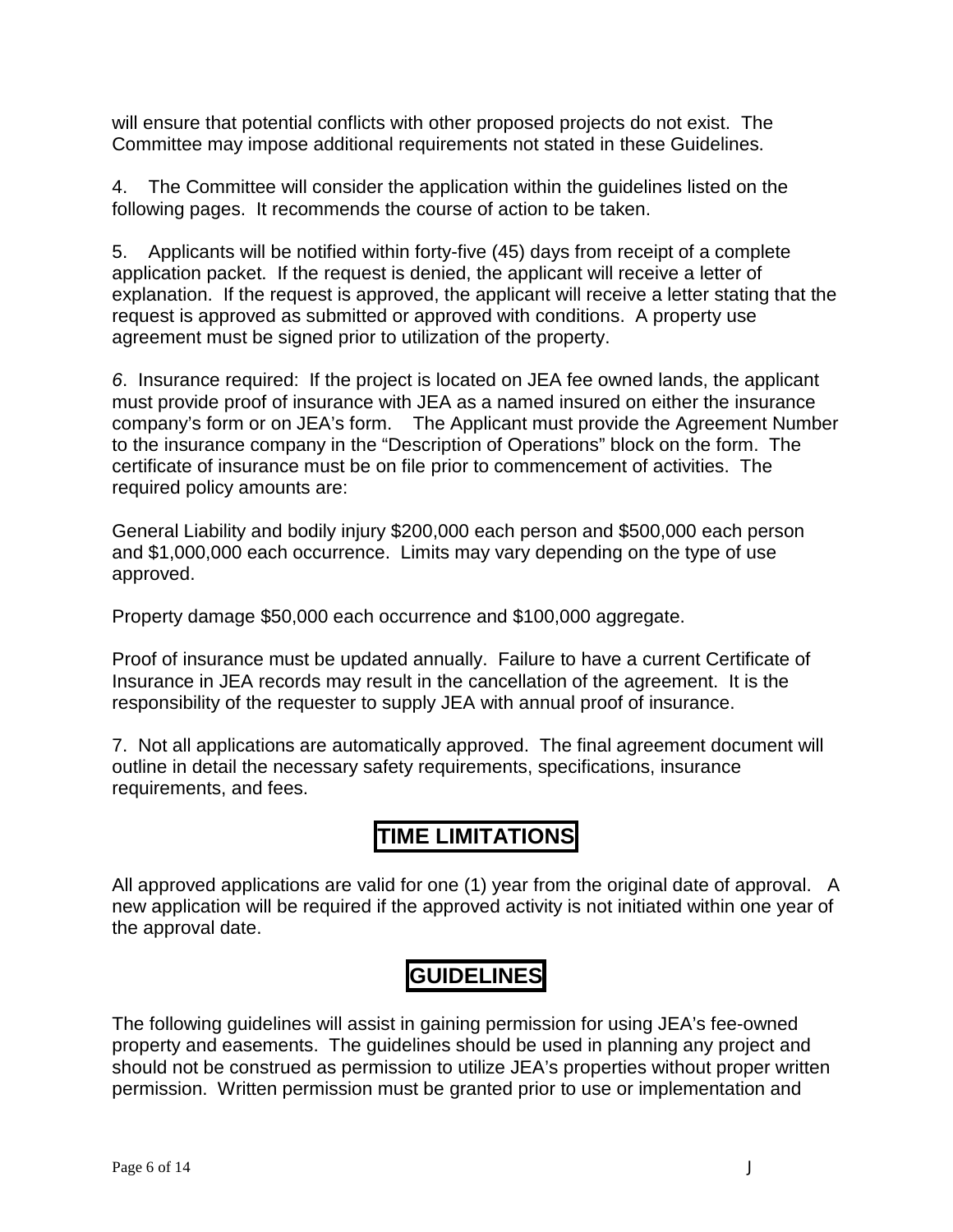will ensure that potential conflicts with other proposed projects do not exist. The Committee may impose additional requirements not stated in these Guidelines.

4. The Committee will consider the application within the guidelines listed on the following pages. It recommends the course of action to be taken.

5. Applicants will be notified within forty-five (45) days from receipt of a complete application packet. If the request is denied, the applicant will receive a letter of explanation. If the request is approved, the applicant will receive a letter stating that the request is approved as submitted or approved with conditions. A property use agreement must be signed prior to utilization of the property.

*6*. Insurance required: If the project is located on JEA fee owned lands, the applicant must provide proof of insurance with JEA as a named insured on either the insurance company's form or on JEA's form. The Applicant must provide the Agreement Number to the insurance company in the "Description of Operations" block on the form. The certificate of insurance must be on file prior to commencement of activities. The required policy amounts are:

General Liability and bodily injury $200,000 each person and $500,000 each person and $1,000,000 each occurrence. Limits may vary depending on the type of use approved.

Property damage $50,000 each occurrence and $100,000 aggregate.

Proof of insurance must be updated annually. Failure to have a current Certificate of Insurance in JEA records may result in the cancellation of the agreement. It is the responsibility of the requester to supply JEA with annual proof of insurance.

7. Not all applications are automatically approved. The final agreement document will outline in detail the necessary safety requirements, specifications, insurance requirements, and fees.

## TIME LIMITATIONS

All approved applications are valid for one (1) year from the original date of approval. A new application will be required if the approved activity is not initiated within one year of the approval date.

## GUIDELINES

The following guidelines will assist in gaining permission for using JEA's fee-owned property and easements. The guidelines should be used in planning any project and should not be construed as permission to utilize JEA's properties without proper written permission. Written permission must be granted prior to use or implementation and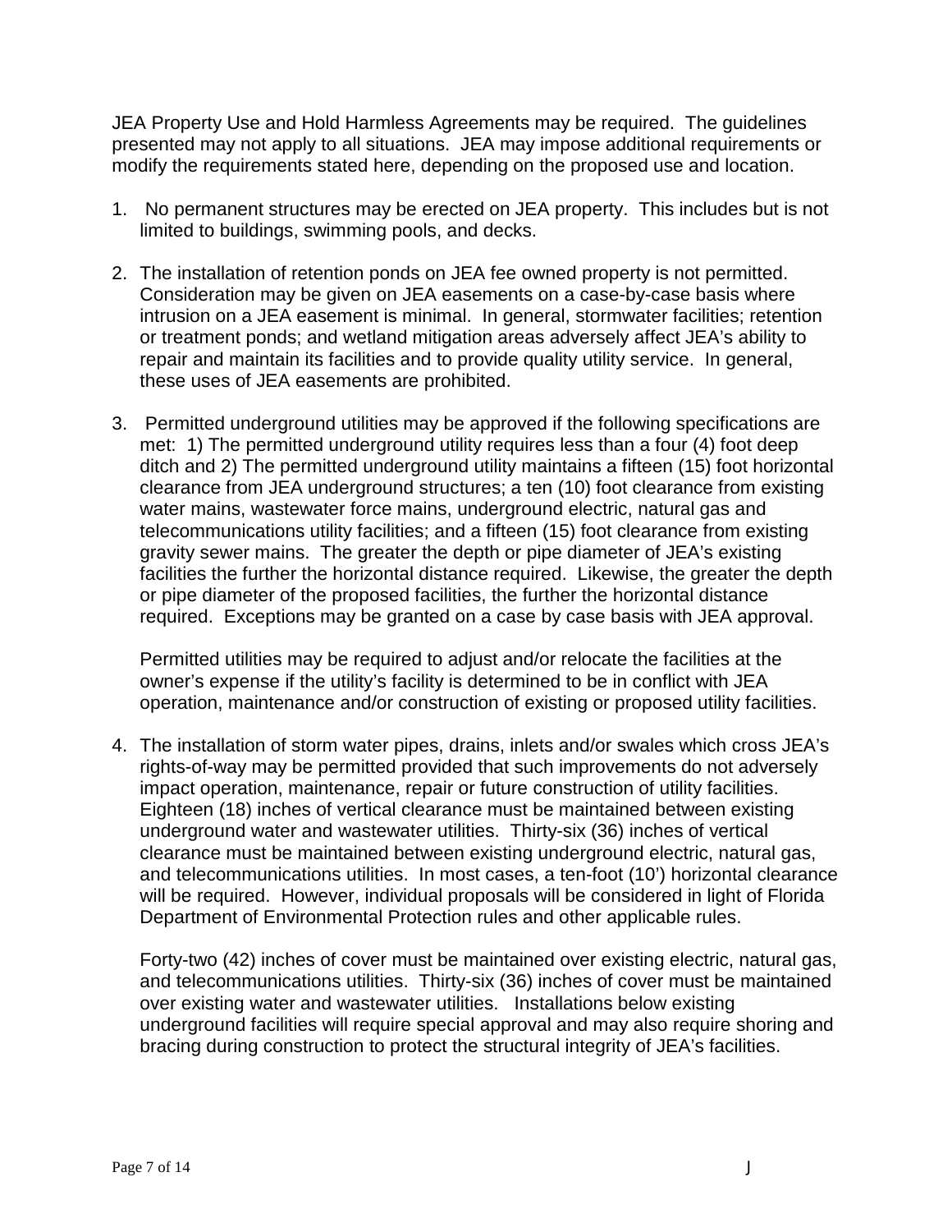JEA Property Use and Hold Harmless Agreements may be required. The guidelines presented may not apply to all situations. JEA may impose additional requirements or modify the requirements stated here, depending on the proposed use and location.

1. No permanent structures may be erected on JEA property. This includes but is not limited to buildings, swimming pools, and decks.

2. The installation of retention ponds on JEA fee owned property is not permitted. Consideration may be given on JEA easements on a case-by-case basis where intrusion on a JEA easement is minimal. In general, stormwater facilities; retention or treatment ponds; and wetland mitigation areas adversely affect JEA's ability to repair and maintain its facilities and to provide quality utility service. In general, these uses of JEA easements are prohibited.

3. Permitted underground utilities may be approved if the following specifications are met: 1) The permitted underground utility requires less than a four (4) foot deep ditch and 2) The permitted underground utility maintains a fifteen (15) foot horizontal clearance from JEA underground structures; a ten (10) foot clearance from existing water mains, wastewater force mains, underground electric, natural gas and telecommunications utility facilities; and a fifteen (15) foot clearance from existing gravity sewer mains. The greater the depth or pipe diameter of JEA's existing facilities the further the horizontal distance required. Likewise, the greater the depth or pipe diameter of the proposed facilities, the further the horizontal distance required. Exceptions may be granted on a case by case basis with JEA approval.

   Permitted utilities may be required to adjust and/or relocate the facilities at the owner's expense if the utility's facility is determined to be in conflict with JEA operation, maintenance and/or construction of existing or proposed utility facilities.

4. The installation of storm water pipes, drains, inlets and/or swales which cross JEA's rights-of-way may be permitted provided that such improvements do not adversely impact operation, maintenance, repair or future construction of utility facilities. Eighteen (18) inches of vertical clearance must be maintained between existing underground water and wastewater utilities. Thirty-six (36) inches of vertical clearance must be maintained between existing underground electric, natural gas, and telecommunications utilities. In most cases, a ten-foot (10') horizontal clearance will be required. However, individual proposals will be considered in light of Florida Department of Environmental Protection rules and other applicable rules.

   Forty-two (42) inches of cover must be maintained over existing electric, natural gas, and telecommunications utilities. Thirty-six (36) inches of cover must be maintained over existing water and wastewater utilities. Installations below existing underground facilities will require special approval and may also require shoring and bracing during construction to protect the structural integrity of JEA's facilities.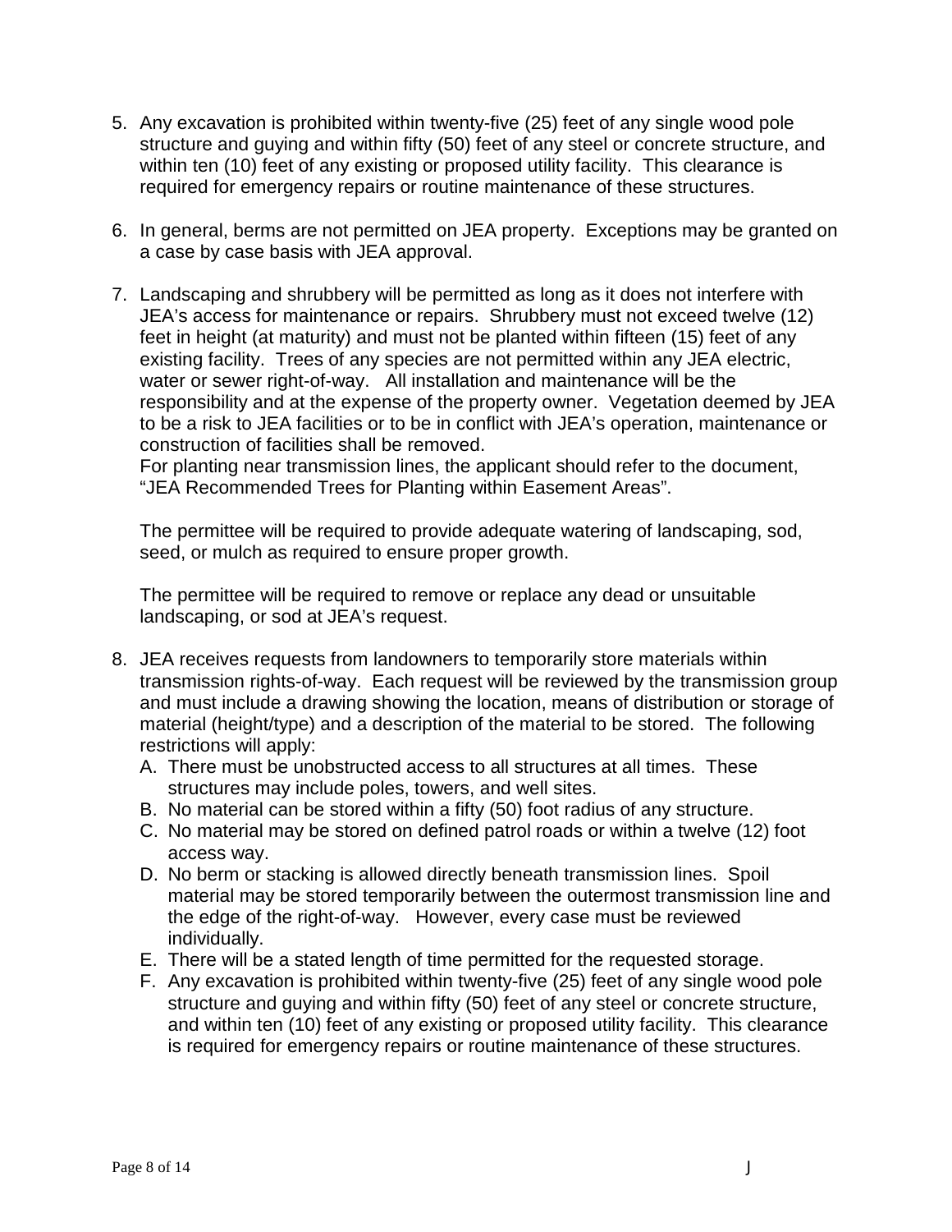5. Any excavation is prohibited within twenty-five (25) feet of any single wood pole structure and guying and within fifty (50) feet of any steel or concrete structure, and within ten (10) feet of any existing or proposed utility facility. This clearance is required for emergency repairs or routine maintenance of these structures.

6. In general, berms are not permitted on JEA property. Exceptions may be granted on a case by case basis with JEA approval.

7. Landscaping and shrubbery will be permitted as long as it does not interfere with JEA's access for maintenance or repairs. Shrubbery must not exceed twelve (12) feet in height (at maturity) and must not be planted within fifteen (15) feet of any existing facility. Trees of any species are not permitted within any JEA electric, water or sewer right-of-way. All installation and maintenance will be the responsibility and at the expense of the property owner. Vegetation deemed by JEA to be a risk to JEA facilities or to be in conflict with JEA's operation, maintenance or construction of facilities shall be removed.
   For planting near transmission lines, the applicant should refer to the document, "JEA Recommended Trees for Planting within Easement Areas".

   The permittee will be required to provide adequate watering of landscaping, sod, seed, or mulch as required to ensure proper growth.

   The permittee will be required to remove or replace any dead or unsuitable landscaping, or sod at JEA's request.

8. JEA receives requests from landowners to temporarily store materials within transmission rights-of-way. Each request will be reviewed by the transmission group and must include a drawing showing the location, means of distribution or storage of material (height/type) and a description of the material to be stored. The following restrictions will apply:
   A. There must be unobstructed access to all structures at all times. These structures may include poles, towers, and well sites.
   B. No material can be stored within a fifty (50) foot radius of any structure.
   C. No material may be stored on defined patrol roads or within a twelve (12) foot access way.
   D. No berm or stacking is allowed directly beneath transmission lines. Spoil material may be stored temporarily between the outermost transmission line and the edge of the right-of-way. However, every case must be reviewed individually.
   E. There will be a stated length of time permitted for the requested storage.
   F. Any excavation is prohibited within twenty-five (25) feet of any single wood pole structure and guying and within fifty (50) feet of any steel or concrete structure, and within ten (10) feet of any existing or proposed utility facility. This clearance is required for emergency repairs or routine maintenance of these structures.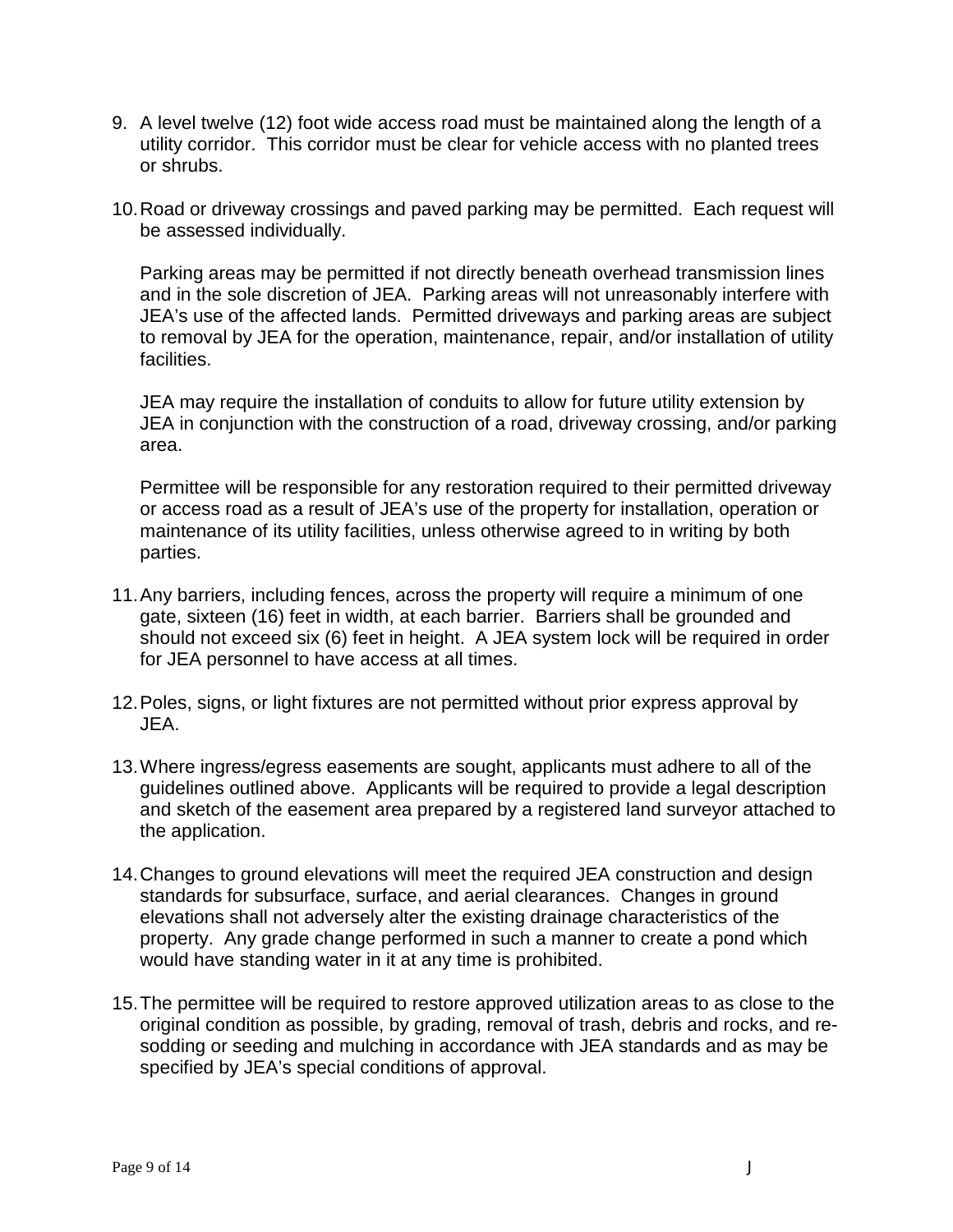9. A level twelve (12) foot wide access road must be maintained along the length of a utility corridor. This corridor must be clear for vehicle access with no planted trees or shrubs.

10. Road or driveway crossings and paved parking may be permitted. Each request will be assessed individually.

    Parking areas may be permitted if not directly beneath overhead transmission lines and in the sole discretion of JEA. Parking areas will not unreasonably interfere with JEA's use of the affected lands. Permitted driveways and parking areas are subject to removal by JEA for the operation, maintenance, repair, and/or installation of utility facilities.

    JEA may require the installation of conduits to allow for future utility extension by JEA in conjunction with the construction of a road, driveway crossing, and/or parking area.

    Permittee will be responsible for any restoration required to their permitted driveway or access road as a result of JEA's use of the property for installation, operation or maintenance of its utility facilities, unless otherwise agreed to in writing by both parties.

11. Any barriers, including fences, across the property will require a minimum of one gate, sixteen (16) feet in width, at each barrier. Barriers shall be grounded and should not exceed six (6) feet in height. A JEA system lock will be required in order for JEA personnel to have access at all times.

12. Poles, signs, or light fixtures are not permitted without prior express approval by JEA.

13. Where ingress/egress easements are sought, applicants must adhere to all of the guidelines outlined above. Applicants will be required to provide a legal description and sketch of the easement area prepared by a registered land surveyor attached to the application.

14. Changes to ground elevations will meet the required JEA construction and design standards for subsurface, surface, and aerial clearances. Changes in ground elevations shall not adversely alter the existing drainage characteristics of the property. Any grade change performed in such a manner to create a pond which would have standing water in it at any time is prohibited.

15. The permittee will be required to restore approved utilization areas to as close to the original condition as possible, by grading, removal of trash, debris and rocks, and re-sodding or seeding and mulching in accordance with JEA standards and as may be specified by JEA's special conditions of approval.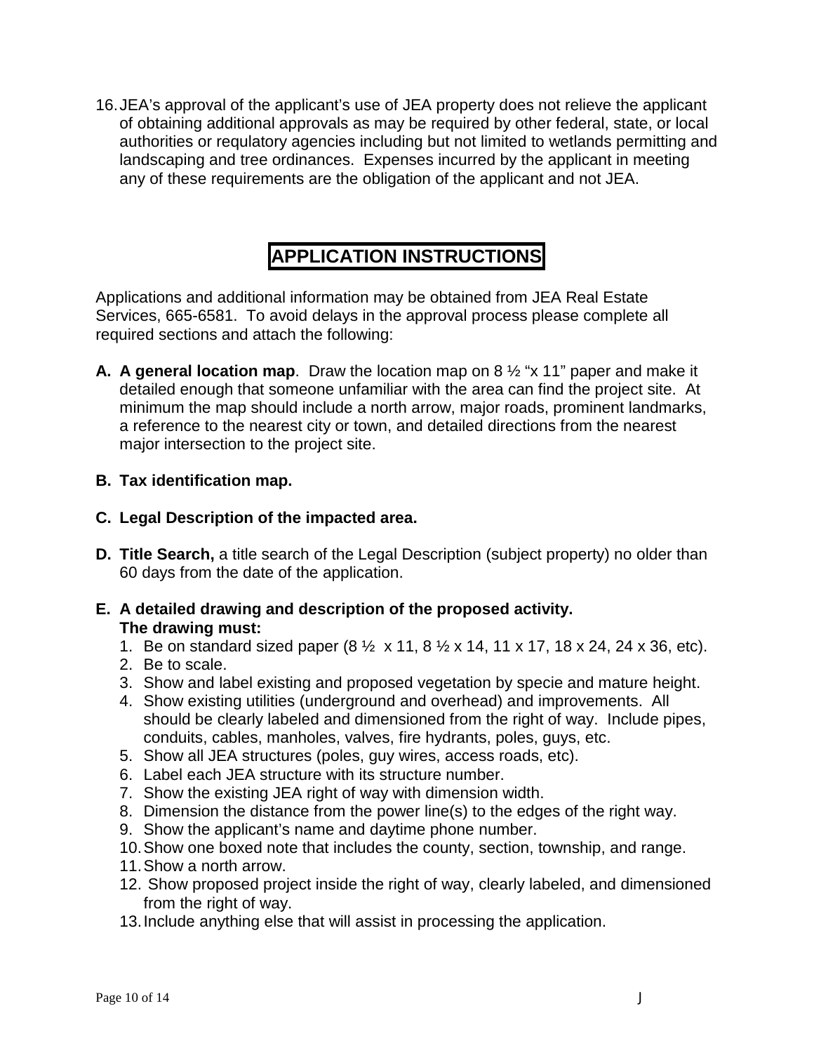16. JEA's approval of the applicant's use of JEA property does not relieve the applicant of obtaining additional approvals as may be required by other federal, state, or local authorities or requlatory agencies including but not limited to wetlands permitting and landscaping and tree ordinances. Expenses incurred by the applicant in meeting any of these requirements are the obligation of the applicant and not JEA.

# APPLICATION INSTRUCTIONS

Applications and additional information may be obtained from JEA Real Estate Services, 665-6581. To avoid delays in the approval process please complete all required sections and attach the following:

**A. A general location map**. Draw the location map on 8 ½ "x 11" paper and make it detailed enough that someone unfamiliar with the area can find the project site. At minimum the map should include a north arrow, major roads, prominent landmarks, a reference to the nearest city or town, and detailed directions from the nearest major intersection to the project site.

**B. Tax identification map.**

**C. Legal Description of the impacted area.**

**D. Title Search,** a title search of the Legal Description (subject property) no older than 60 days from the date of the application.

**E. A detailed drawing and description of the proposed activity. The drawing must:**

1. Be on standard sized paper (8 ½ x 11, 8 ½ x 14, 11 x 17, 18 x 24, 24 x 36, etc).
2. Be to scale.
3. Show and label existing and proposed vegetation by specie and mature height.
4. Show existing utilities (underground and overhead) and improvements. All should be clearly labeled and dimensioned from the right of way. Include pipes, conduits, cables, manholes, valves, fire hydrants, poles, guys, etc.
5. Show all JEA structures (poles, guy wires, access roads, etc).
6. Label each JEA structure with its structure number.
7. Show the existing JEA right of way with dimension width.
8. Dimension the distance from the power line(s) to the edges of the right way.
9. Show the applicant's name and daytime phone number.
10. Show one boxed note that includes the county, section, township, and range.
11. Show a north arrow.
12. Show proposed project inside the right of way, clearly labeled, and dimensioned from the right of way.
13. Include anything else that will assist in processing the application.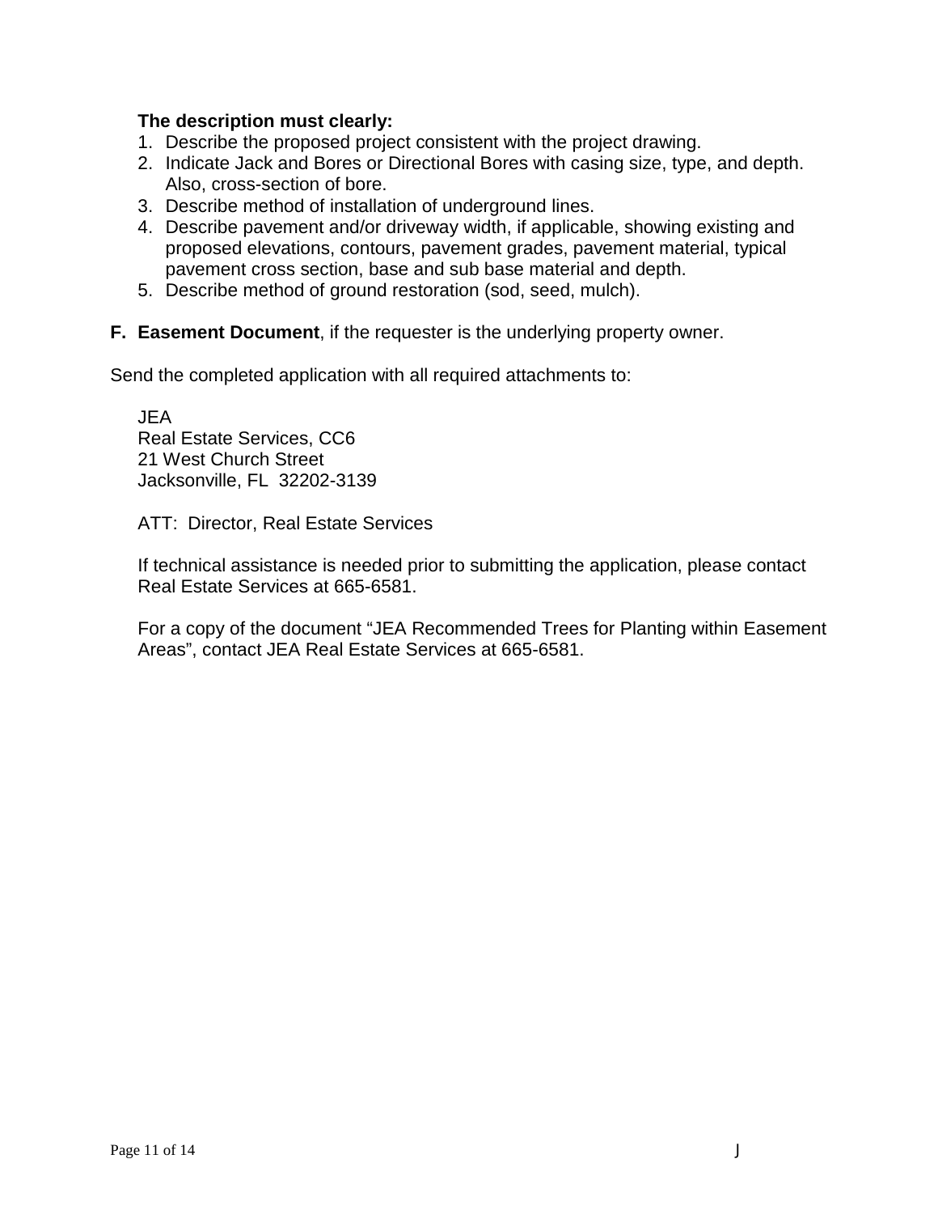**The description must clearly:**

1. Describe the proposed project consistent with the project drawing.
2. Indicate Jack and Bores or Directional Bores with casing size, type, and depth. Also, cross-section of bore.
3. Describe method of installation of underground lines.
4. Describe pavement and/or driveway width, if applicable, showing existing and proposed elevations, contours, pavement grades, pavement material, typical pavement cross section, base and sub base material and depth.
5. Describe method of ground restoration (sod, seed, mulch).

**F. Easement Document**, if the requester is the underlying property owner.

Send the completed application with all required attachments to:

JEA
Real Estate Services, CC6
21 West Church Street
Jacksonville, FL 32202-3139

ATT: Director, Real Estate Services

If technical assistance is needed prior to submitting the application, please contact Real Estate Services at 665-6581.

For a copy of the document “JEA Recommended Trees for Planting within Easement Areas”, contact JEA Real Estate Services at 665-6581.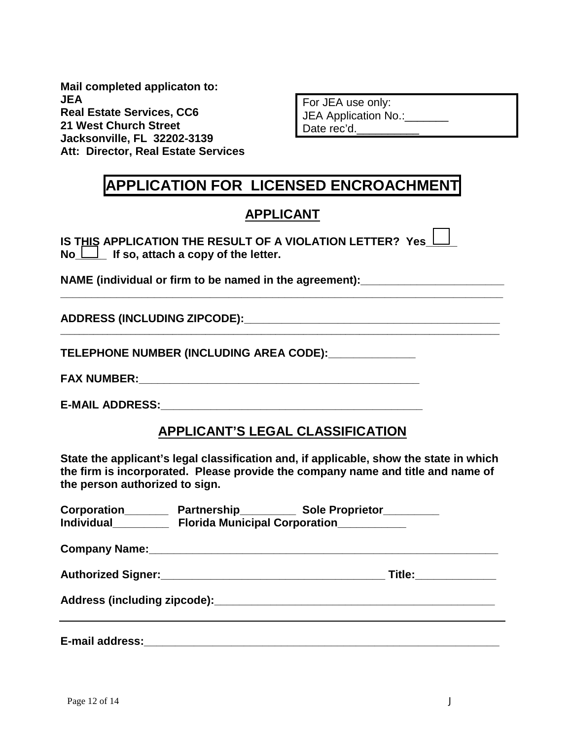**Mail completed applicaton to:**
**JEA**
**Real Estate Services, CC6**
**21 West Church Street**
**Jacksonville, FL 32202-3139**
**Att: Director, Real Estate Services**

For JEA use only:
JEA Application No.:_______
Date rec'd.__________

# APPLICATION FOR LICENSED ENCROACHMENT

## APPLICANT

**IS THIS APPLICATION THE RESULT OF A VIOLATION LETTER? Yes_____ No_____ If so, attach a copy of the letter.**

**NAME (individual or firm to be named in the agreement):_______________________**
**___________________________________________________________________________**

**ADDRESS (INCLUDING ZIPCODE):__________________________________________**
**___________________________________________________________________________**

**TELEPHONE NUMBER (INCLUDING AREA CODE):_____________**

**FAX NUMBER:______________________________________________**

**E-MAIL ADDRESS:__________________________________________**

## APPLICANT'S LEGAL CLASSIFICATION

**State the applicant's legal classification and, if applicable, show the state in which the firm is incorporated. Please provide the company name and title and name of the person authorized to sign.**

**Corporation_______ Partnership_________ Sole Proprietor_________**
**Individual_________ Florida Municipal Corporation___________**

**Company Name:_________________________________________________________**

**Authorized Signer:____________________________________ Title:_____________**

**Address (including zipcode):_____________________________________________**

---

**E-mail address:________________________________________________________**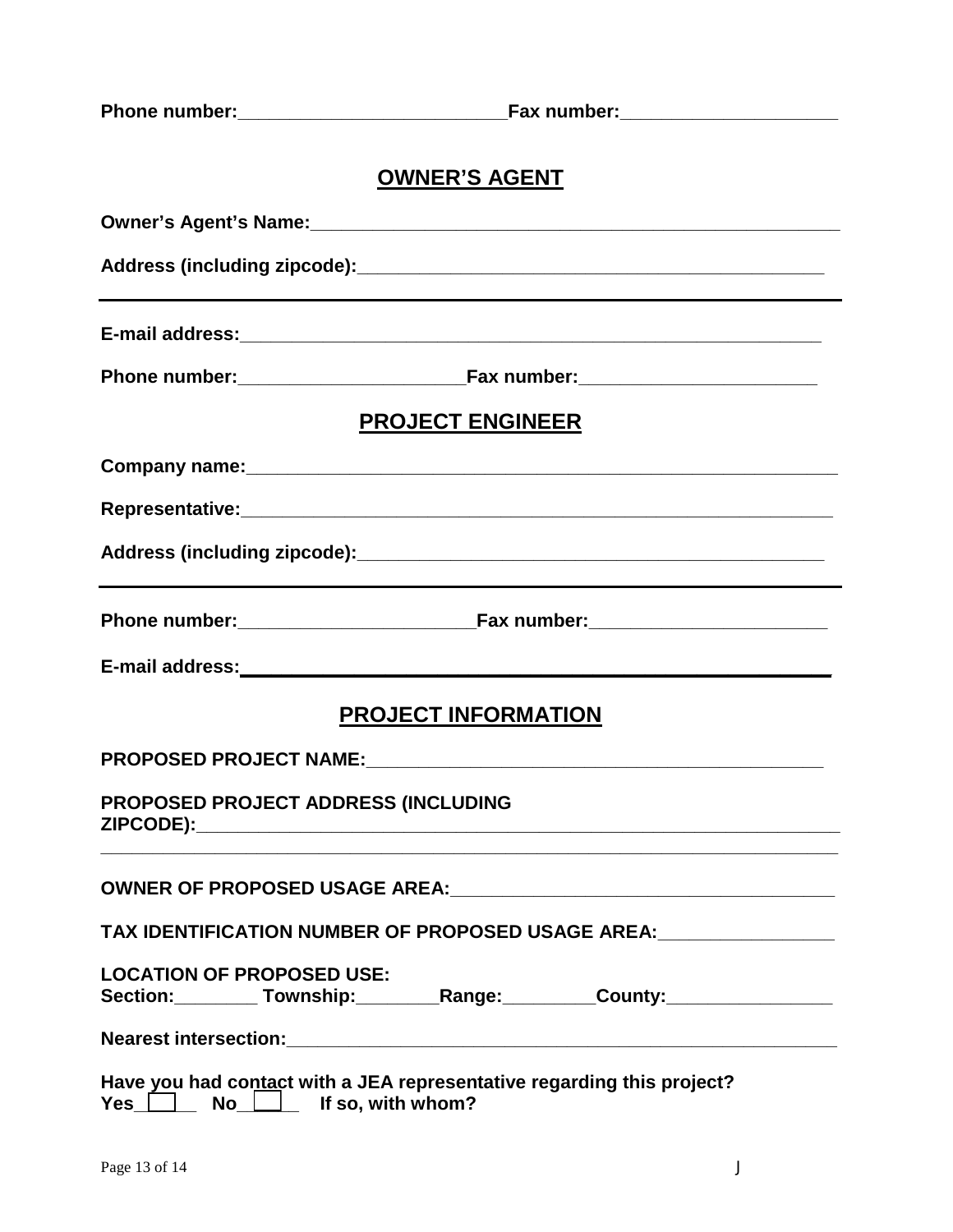**Phone number:**\_\_\_\_\_\_\_\_\_\_\_\_\_\_\_\_\_\_\_\_\_\_\_\_\_\_**Fax number:**\_\_\_\_\_\_\_\_\_\_\_\_\_\_\_\_\_\_\_\_\_

## OWNER'S AGENT

**Owner's Agent's Name:**\_\_\_\_\_\_\_\_\_\_\_\_\_\_\_\_\_\_\_\_\_\_\_\_\_\_\_\_\_\_\_\_\_\_\_\_\_\_\_\_\_\_\_\_\_\_\_\_\_\_\_

**Address (including zipcode):**\_\_\_\_\_\_\_\_\_\_\_\_\_\_\_\_\_\_\_\_\_\_\_\_\_\_\_\_\_\_\_\_\_\_\_\_\_\_\_\_\_\_\_\_\_\_

---

**E-mail address:**\_\_\_\_\_\_\_\_\_\_\_\_\_\_\_\_\_\_\_\_\_\_\_\_\_\_\_\_\_\_\_\_\_\_\_\_\_\_\_\_\_\_\_\_\_\_\_\_\_\_\_\_\_\_\_\_\_\_\_

**Phone number:**\_\_\_\_\_\_\_\_\_\_\_\_\_\_\_\_\_\_\_\_\_\_**Fax number:**\_\_\_\_\_\_\_\_\_\_\_\_\_\_\_\_\_\_\_\_\_\_\_

## PROJECT ENGINEER

**Company name:**\_\_\_\_\_\_\_\_\_\_\_\_\_\_\_\_\_\_\_\_\_\_\_\_\_\_\_\_\_\_\_\_\_\_\_\_\_\_\_\_\_\_\_\_\_\_\_\_\_\_\_\_\_\_\_\_\_\_\_

**Representative:**\_\_\_\_\_\_\_\_\_\_\_\_\_\_\_\_\_\_\_\_\_\_\_\_\_\_\_\_\_\_\_\_\_\_\_\_\_\_\_\_\_\_\_\_\_\_\_\_\_\_\_\_\_\_\_\_\_\_

**Address (including zipcode):**\_\_\_\_\_\_\_\_\_\_\_\_\_\_\_\_\_\_\_\_\_\_\_\_\_\_\_\_\_\_\_\_\_\_\_\_\_\_\_\_\_\_\_\_\_\_

---

**Phone number:**\_\_\_\_\_\_\_\_\_\_\_\_\_\_\_\_\_\_\_\_\_\_\_**Fax number:**\_\_\_\_\_\_\_\_\_\_\_\_\_\_\_\_\_\_\_\_\_\_\_

**E-mail address:**\_\_\_\_\_\_\_\_\_\_\_\_\_\_\_\_\_\_\_\_\_\_\_\_\_\_\_\_\_\_\_\_\_\_\_\_\_\_\_\_\_\_\_\_\_\_\_\_\_\_\_\_\_\_\_\_\_\_\_

## PROJECT INFORMATION

**PROPOSED PROJECT NAME:**\_\_\_\_\_\_\_\_\_\_\_\_\_\_\_\_\_\_\_\_\_\_\_\_\_\_\_\_\_\_\_\_\_\_\_\_\_\_\_\_\_\_\_\_\_

**PROPOSED PROJECT ADDRESS (INCLUDING ZIPCODE):**\_\_\_\_\_\_\_\_\_\_\_\_\_\_\_\_\_\_\_\_\_\_\_\_\_\_\_\_\_\_\_\_\_\_\_\_\_\_\_\_\_\_\_\_\_\_\_\_\_\_\_\_\_\_\_\_\_\_\_\_

\_\_\_\_\_\_\_\_\_\_\_\_\_\_\_\_\_\_\_\_\_\_\_\_\_\_\_\_\_\_\_\_\_\_\_\_\_\_\_\_\_\_\_\_\_\_\_\_\_\_\_\_\_\_\_\_\_\_\_\_\_\_\_\_\_\_\_\_\_\_\_\_

**OWNER OF PROPOSED USAGE AREA:**\_\_\_\_\_\_\_\_\_\_\_\_\_\_\_\_\_\_\_\_\_\_\_\_\_\_\_\_\_\_\_\_\_\_\_\_\_\_

**TAX IDENTIFICATION NUMBER OF PROPOSED USAGE AREA:**\_\_\_\_\_\_\_\_\_\_\_\_\_\_\_\_\_

**LOCATION OF PROPOSED USE:**
**Section:**\_\_\_\_\_\_\_\_ **Township:**\_\_\_\_\_\_\_\_**Range:**\_\_\_\_\_\_\_\_\_**County:**\_\_\_\_\_\_\_\_\_\_\_\_\_\_\_\_

**Nearest intersection:**\_\_\_\_\_\_\_\_\_\_\_\_\_\_\_\_\_\_\_\_\_\_\_\_\_\_\_\_\_\_\_\_\_\_\_\_\_\_\_\_\_\_\_\_\_\_\_\_\_\_\_\_\_\_\_

**Have you had contact with a JEA representative regarding this project?**
**Yes** ☐ **No** ☐ **If so, with whom?**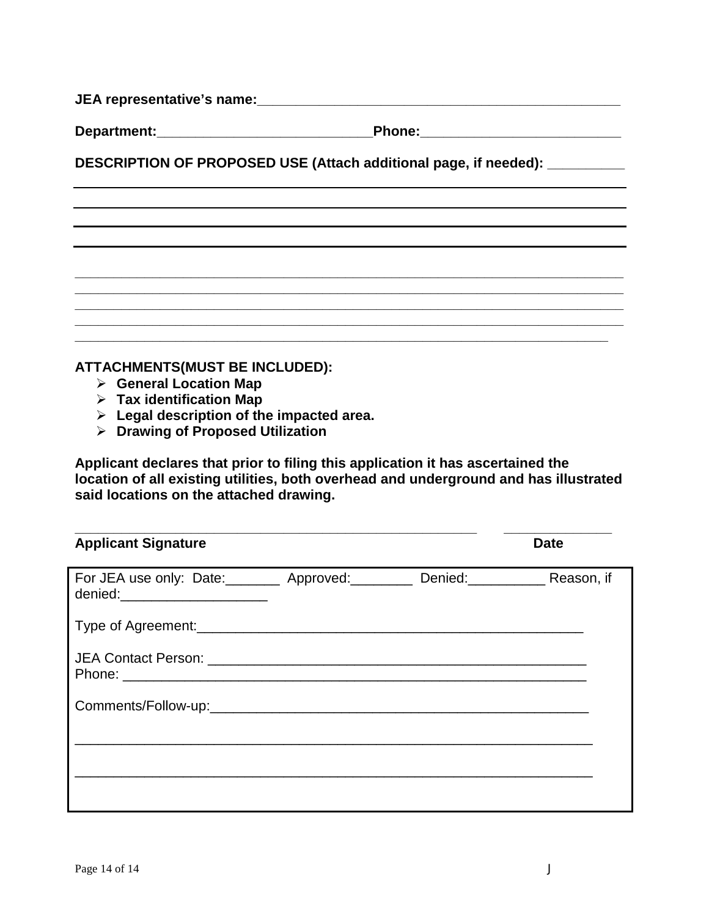**JEA representative's name:**_______________________________________________

**Department:**____________________________**Phone:**__________________________

**DESCRIPTION OF PROPOSED USE (Attach additional page, if needed):** __________

_____________________________________________________________________________

_____________________________________________________________________________

_____________________________________________________________________________

_____________________________________________________________________________

_____________________________________________________________________________

_____________________________________________________________________________

_____________________________________________________________________________

_____________________________________________________________________________

_____________________________________________________________________________

**ATTACHMENTS(MUST BE INCLUDED):**

- **General Location Map**
- **Tax identification Map**
- **Legal description of the impacted area.**
- **Drawing of Proposed Utilization**

**Applicant declares that prior to filing this application it has ascertained the location of all existing utilities, both overhead and underground and has illustrated said locations on the attached drawing.**

_______________________________________________________ ______________

**Applicant Signature** **Date**

For JEA use only: Date:_______ Approved:________ Denied:__________ Reason, if denied:___________________

Type of Agreement:_____________________________________________________

JEA Contact Person: ____________________________________________________
Phone: ______________________________________________________________

Comments/Follow-up:____________________________________________________

_____________________________________________________________________

_____________________________________________________________________